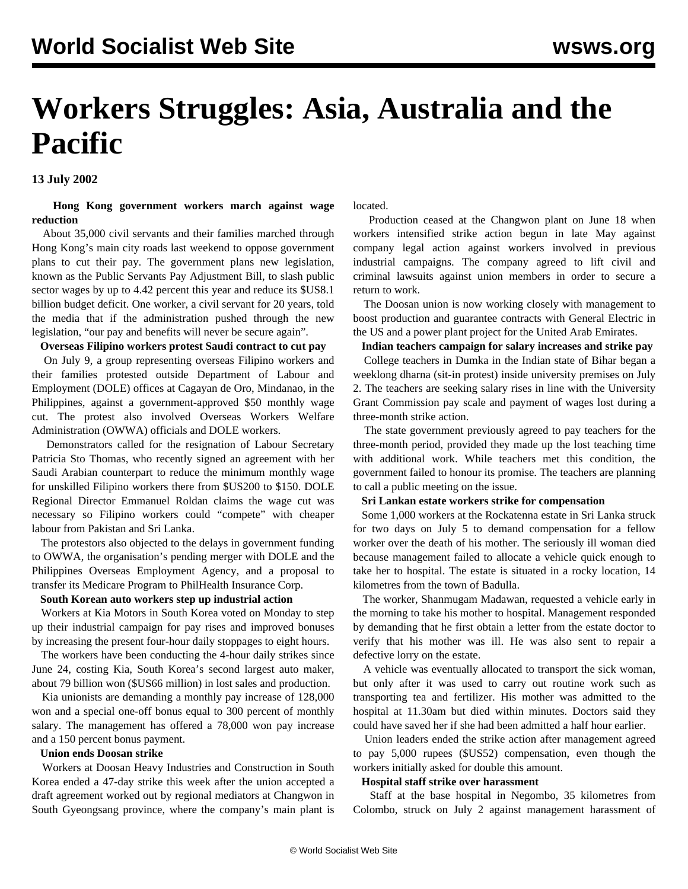# Workers Struggles: Asia, Australia and the Pacific

**13 July 2002**

**Hong Kong government workers march against wage reduction**

About 35,000 civil servants and their families marched through Hong Kong's main city roads last weekend to oppose government plans to cut their pay. The government plans new legislation, known as the Public Servants Pay Adjustment Bill, to slash public sector wages by up to 4.42 percent this year and reduce its $US8.1 billion budget deficit. One worker, a civil servant for 20 years, told the media that if the administration pushed through the new legislation, "our pay and benefits will never be secure again".

**Overseas Filipino workers protest Saudi contract to cut pay**

On July 9, a group representing overseas Filipino workers and their families protested outside Department of Labour and Employment (DOLE) offices at Cagayan de Oro, Mindanao, in the Philippines, against a government-approved $50 monthly wage cut. The protest also involved Overseas Workers Welfare Administration (OWWA) officials and DOLE workers.

Demonstrators called for the resignation of Labour Secretary Patricia Sto Thomas, who recently signed an agreement with her Saudi Arabian counterpart to reduce the minimum monthly wage for unskilled Filipino workers there from $US200 to $150. DOLE Regional Director Emmanuel Roldan claims the wage cut was necessary so Filipino workers could "compete" with cheaper labour from Pakistan and Sri Lanka.

The protestors also objected to the delays in government funding to OWWA, the organisation's pending merger with DOLE and the Philippines Overseas Employment Agency, and a proposal to transfer its Medicare Program to PhilHealth Insurance Corp.

**South Korean auto workers step up industrial action**

Workers at Kia Motors in South Korea voted on Monday to step up their industrial campaign for pay rises and improved bonuses by increasing the present four-hour daily stoppages to eight hours.

The workers have been conducting the 4-hour daily strikes since June 24, costing Kia, South Korea's second largest auto maker, about 79 billion won ($US66 million) in lost sales and production.

Kia unionists are demanding a monthly pay increase of 128,000 won and a special one-off bonus equal to 300 percent of monthly salary. The management has offered a 78,000 won pay increase and a 150 percent bonus payment.

**Union ends Doosan strike**

Workers at Doosan Heavy Industries and Construction in South Korea ended a 47-day strike this week after the union accepted a draft agreement worked out by regional mediators at Changwon in South Gyeongsang province, where the company's main plant is located.

Production ceased at the Changwon plant on June 18 when workers intensified strike action begun in late May against company legal action against workers involved in previous industrial campaigns. The company agreed to lift civil and criminal lawsuits against union members in order to secure a return to work.

The Doosan union is now working closely with management to boost production and guarantee contracts with General Electric in the US and a power plant project for the United Arab Emirates.

**Indian teachers campaign for salary increases and strike pay**

College teachers in Dumka in the Indian state of Bihar began a weeklong dharna (sit-in protest) inside university premises on July 2. The teachers are seeking salary rises in line with the University Grant Commission pay scale and payment of wages lost during a three-month strike action.

The state government previously agreed to pay teachers for the three-month period, provided they made up the lost teaching time with additional work. While teachers met this condition, the government failed to honour its promise. The teachers are planning to call a public meeting on the issue.

**Sri Lankan estate workers strike for compensation**

Some 1,000 workers at the Rockatenna estate in Sri Lanka struck for two days on July 5 to demand compensation for a fellow worker over the death of his mother. The seriously ill woman died because management failed to allocate a vehicle quick enough to take her to hospital. The estate is situated in a rocky location, 14 kilometres from the town of Badulla.

The worker, Shanmugam Madawan, requested a vehicle early in the morning to take his mother to hospital. Management responded by demanding that he first obtain a letter from the estate doctor to verify that his mother was ill. He was also sent to repair a defective lorry on the estate.

A vehicle was eventually allocated to transport the sick woman, but only after it was used to carry out routine work such as transporting tea and fertilizer. His mother was admitted to the hospital at 11.30am but died within minutes. Doctors said they could have saved her if she had been admitted a half hour earlier.

Union leaders ended the strike action after management agreed to pay 5,000 rupees ($US52) compensation, even though the workers initially asked for double this amount.

**Hospital staff strike over harassment**

Staff at the base hospital in Negombo, 35 kilometres from Colombo, struck on July 2 against management harassment of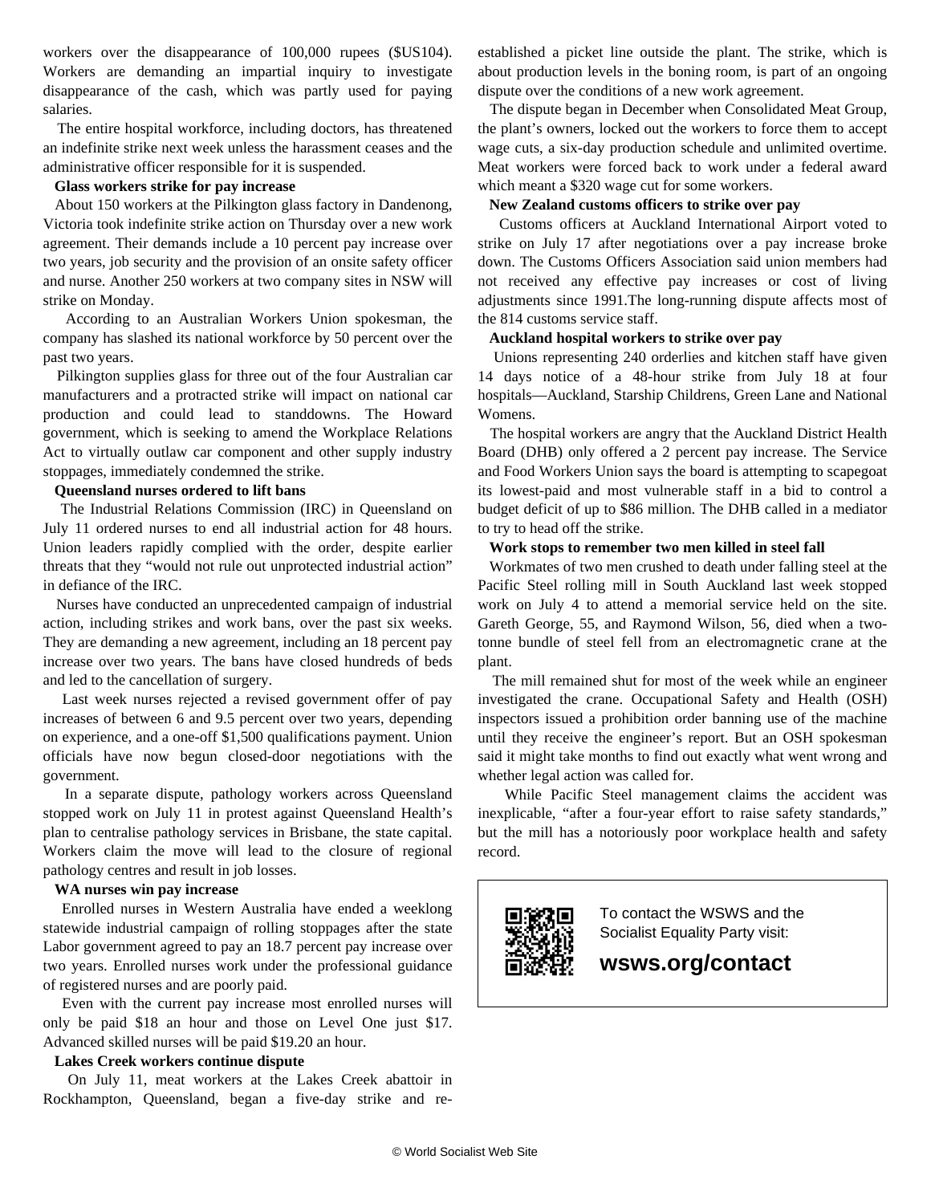workers over the disappearance of 100,000 rupees ($US104). Workers are demanding an impartial inquiry to investigate disappearance of the cash, which was partly used for paying salaries.

The entire hospital workforce, including doctors, has threatened an indefinite strike next week unless the harassment ceases and the administrative officer responsible for it is suspended.

**Glass workers strike for pay increase**

About 150 workers at the Pilkington glass factory in Dandenong, Victoria took indefinite strike action on Thursday over a new work agreement. Their demands include a 10 percent pay increase over two years, job security and the provision of an onsite safety officer and nurse. Another 250 workers at two company sites in NSW will strike on Monday.

According to an Australian Workers Union spokesman, the company has slashed its national workforce by 50 percent over the past two years.

Pilkington supplies glass for three out of the four Australian car manufacturers and a protracted strike will impact on national car production and could lead to standdowns. The Howard government, which is seeking to amend the Workplace Relations Act to virtually outlaw car component and other supply industry stoppages, immediately condemned the strike.

**Queensland nurses ordered to lift bans**

The Industrial Relations Commission (IRC) in Queensland on July 11 ordered nurses to end all industrial action for 48 hours. Union leaders rapidly complied with the order, despite earlier threats that they "would not rule out unprotected industrial action" in defiance of the IRC.

Nurses have conducted an unprecedented campaign of industrial action, including strikes and work bans, over the past six weeks. They are demanding a new agreement, including an 18 percent pay increase over two years. The bans have closed hundreds of beds and led to the cancellation of surgery.

Last week nurses rejected a revised government offer of pay increases of between 6 and 9.5 percent over two years, depending on experience, and a one-off $1,500 qualifications payment. Union officials have now begun closed-door negotiations with the government.

In a separate dispute, pathology workers across Queensland stopped work on July 11 in protest against Queensland Health's plan to centralise pathology services in Brisbane, the state capital. Workers claim the move will lead to the closure of regional pathology centres and result in job losses.

**WA nurses win pay increase**

Enrolled nurses in Western Australia have ended a weeklong statewide industrial campaign of rolling stoppages after the state Labor government agreed to pay an 18.7 percent pay increase over two years. Enrolled nurses work under the professional guidance of registered nurses and are poorly paid.

Even with the current pay increase most enrolled nurses will only be paid $18 an hour and those on Level One just $17. Advanced skilled nurses will be paid $19.20 an hour.

**Lakes Creek workers continue dispute**

On July 11, meat workers at the Lakes Creek abattoir in Rockhampton, Queensland, began a five-day strike and re-established a picket line outside the plant. The strike, which is about production levels in the boning room, is part of an ongoing dispute over the conditions of a new work agreement.

The dispute began in December when Consolidated Meat Group, the plant's owners, locked out the workers to force them to accept wage cuts, a six-day production schedule and unlimited overtime. Meat workers were forced back to work under a federal award which meant a $320 wage cut for some workers.

**New Zealand customs officers to strike over pay**

Customs officers at Auckland International Airport voted to strike on July 17 after negotiations over a pay increase broke down. The Customs Officers Association said union members had not received any effective pay increases or cost of living adjustments since 1991.The long-running dispute affects most of the 814 customs service staff.

**Auckland hospital workers to strike over pay**

Unions representing 240 orderlies and kitchen staff have given 14 days notice of a 48-hour strike from July 18 at four hospitals—Auckland, Starship Childrens, Green Lane and National Womens.

The hospital workers are angry that the Auckland District Health Board (DHB) only offered a 2 percent pay increase. The Service and Food Workers Union says the board is attempting to scapegoat its lowest-paid and most vulnerable staff in a bid to control a budget deficit of up to $86 million. The DHB called in a mediator to try to head off the strike.

**Work stops to remember two men killed in steel fall**

Workmates of two men crushed to death under falling steel at the Pacific Steel rolling mill in South Auckland last week stopped work on July 4 to attend a memorial service held on the site. Gareth George, 55, and Raymond Wilson, 56, died when a two-tonne bundle of steel fell from an electromagnetic crane at the plant.

The mill remained shut for most of the week while an engineer investigated the crane. Occupational Safety and Health (OSH) inspectors issued a prohibition order banning use of the machine until they receive the engineer's report. But an OSH spokesman said it might take months to find out exactly what went wrong and whether legal action was called for.

While Pacific Steel management claims the accident was inexplicable, "after a four-year effort to raise safety standards," but the mill has a notoriously poor workplace health and safety record.

To contact the WSWS and the Socialist Equality Party visit:

**wsws.org/contact**